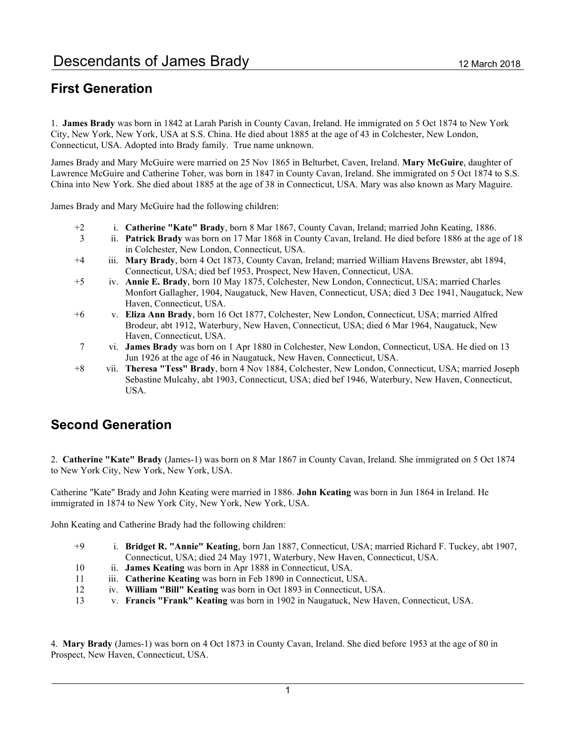# Descendants of James Brady

12 March 2018

## First Generation

1. **James Brady** was born in 1842 at Larah Parish in County Cavan, Ireland. He immigrated on 5 Oct 1874 to New York City, New York, New York, USA at S.S. China. He died about 1885 at the age of 43 in Colchester, New London, Connecticut, USA. Adopted into Brady family. True name unknown.

James Brady and Mary McGuire were married on 25 Nov 1865 in Belturbet, Caven, Ireland. **Mary McGuire**, daughter of Lawrence McGuire and Catherine Toher, was born in 1847 in County Cavan, Ireland. She immigrated on 5 Oct 1874 to S.S. China into New York. She died about 1885 at the age of 38 in Connecticut, USA. Mary was also known as Mary Maguire.

James Brady and Mary McGuire had the following children:

- +2 i. **Catherine "Kate" Brady**, born 8 Mar 1867, County Cavan, Ireland; married John Keating, 1886.
- 3 ii. **Patrick Brady** was born on 17 Mar 1868 in County Cavan, Ireland. He died before 1886 at the age of 18 in Colchester, New London, Connecticut, USA.
- +4 iii. **Mary Brady**, born 4 Oct 1873, County Cavan, Ireland; married William Havens Brewster, abt 1894, Connecticut, USA; died bef 1953, Prospect, New Haven, Connecticut, USA.
- +5 iv. **Annie E. Brady**, born 10 May 1875, Colchester, New London, Connecticut, USA; married Charles Monfort Gallagher, 1904, Naugatuck, New Haven, Connecticut, USA; died 3 Dec 1941, Naugatuck, New Haven, Connecticut, USA.
- +6 v. **Eliza Ann Brady**, born 16 Oct 1877, Colchester, New London, Connecticut, USA; married Alfred Brodeur, abt 1912, Waterbury, New Haven, Connecticut, USA; died 6 Mar 1964, Naugatuck, New Haven, Connecticut, USA.
- 7 vi. **James Brady** was born on 1 Apr 1880 in Colchester, New London, Connecticut, USA. He died on 13 Jun 1926 at the age of 46 in Naugatuck, New Haven, Connecticut, USA.
- +8 vii. **Theresa "Tess" Brady**, born 4 Nov 1884, Colchester, New London, Connecticut, USA; married Joseph Sebastine Mulcahy, abt 1903, Connecticut, USA; died bef 1946, Waterbury, New Haven, Connecticut, USA.

## Second Generation

2. **Catherine "Kate" Brady** (James-1) was born on 8 Mar 1867 in County Cavan, Ireland. She immigrated on 5 Oct 1874 to New York City, New York, New York, USA.

Catherine "Kate" Brady and John Keating were married in 1886. **John Keating** was born in Jun 1864 in Ireland. He immigrated in 1874 to New York City, New York, New York, USA.

John Keating and Catherine Brady had the following children:

- +9 i. **Bridget R. "Annie" Keating**, born Jan 1887, Connecticut, USA; married Richard F. Tuckey, abt 1907, Connecticut, USA; died 24 May 1971, Waterbury, New Haven, Connecticut, USA.
- 10 ii. **James Keating** was born in Apr 1888 in Connecticut, USA.
- 11 iii. **Catherine Keating** was born in Feb 1890 in Connecticut, USA.
- 12 iv. **William "Bill" Keating** was born in Oct 1893 in Connecticut, USA.
- 13 v. **Francis "Frank" Keating** was born in 1902 in Naugatuck, New Haven, Connecticut, USA.

4. **Mary Brady** (James-1) was born on 4 Oct 1873 in County Cavan, Ireland. She died before 1953 at the age of 80 in Prospect, New Haven, Connecticut, USA.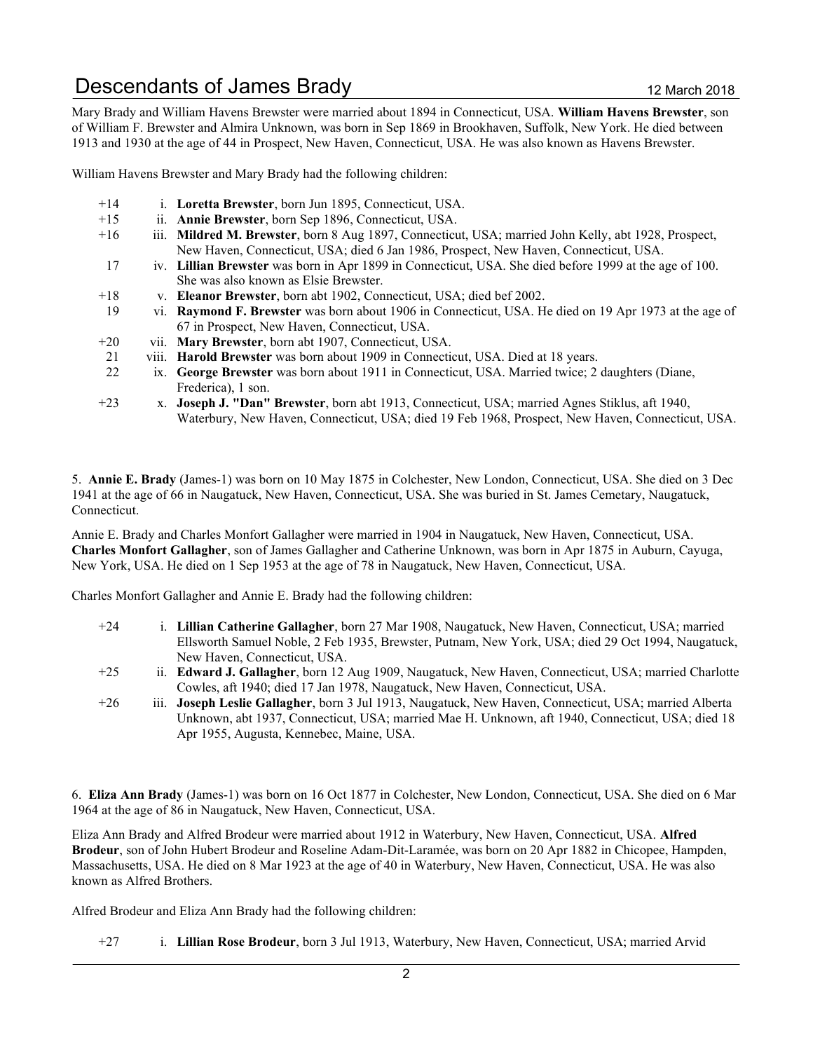Mary Brady and William Havens Brewster were married about 1894 in Connecticut, USA. **William Havens Brewster**, son of William F. Brewster and Almira Unknown, was born in Sep 1869 in Brookhaven, Suffolk, New York. He died between 1913 and 1930 at the age of 44 in Prospect, New Haven, Connecticut, USA. He was also known as Havens Brewster.

William Havens Brewster and Mary Brady had the following children:

+14 i. **Loretta Brewster**, born Jun 1895, Connecticut, USA.

+15 ii. **Annie Brewster**, born Sep 1896, Connecticut, USA.

+16 iii. **Mildred M. Brewster**, born 8 Aug 1897, Connecticut, USA; married John Kelly, abt 1928, Prospect, New Haven, Connecticut, USA; died 6 Jan 1986, Prospect, New Haven, Connecticut, USA.

17 iv. **Lillian Brewster** was born in Apr 1899 in Connecticut, USA. She died before 1999 at the age of 100. She was also known as Elsie Brewster.

+18 v. **Eleanor Brewster**, born abt 1902, Connecticut, USA; died bef 2002.

19 vi. **Raymond F. Brewster** was born about 1906 in Connecticut, USA. He died on 19 Apr 1973 at the age of 67 in Prospect, New Haven, Connecticut, USA.

+20 vii. **Mary Brewster**, born abt 1907, Connecticut, USA.

21 viii. **Harold Brewster** was born about 1909 in Connecticut, USA. Died at 18 years.

22 ix. **George Brewster** was born about 1911 in Connecticut, USA. Married twice; 2 daughters (Diane, Frederica), 1 son.

+23 x. **Joseph J. "Dan" Brewster**, born abt 1913, Connecticut, USA; married Agnes Stiklus, aft 1940, Waterbury, New Haven, Connecticut, USA; died 19 Feb 1968, Prospect, New Haven, Connecticut, USA.

5. **Annie E. Brady** (James-1) was born on 10 May 1875 in Colchester, New London, Connecticut, USA. She died on 3 Dec 1941 at the age of 66 in Naugatuck, New Haven, Connecticut, USA. She was buried in St. James Cemetary, Naugatuck, Connecticut.

Annie E. Brady and Charles Monfort Gallagher were married in 1904 in Naugatuck, New Haven, Connecticut, USA. **Charles Monfort Gallagher**, son of James Gallagher and Catherine Unknown, was born in Apr 1875 in Auburn, Cayuga, New York, USA. He died on 1 Sep 1953 at the age of 78 in Naugatuck, New Haven, Connecticut, USA.

Charles Monfort Gallagher and Annie E. Brady had the following children:

+24 i. **Lillian Catherine Gallagher**, born 27 Mar 1908, Naugatuck, New Haven, Connecticut, USA; married Ellsworth Samuel Noble, 2 Feb 1935, Brewster, Putnam, New York, USA; died 29 Oct 1994, Naugatuck, New Haven, Connecticut, USA.

+25 ii. **Edward J. Gallagher**, born 12 Aug 1909, Naugatuck, New Haven, Connecticut, USA; married Charlotte Cowles, aft 1940; died 17 Jan 1978, Naugatuck, New Haven, Connecticut, USA.

+26 iii. **Joseph Leslie Gallagher**, born 3 Jul 1913, Naugatuck, New Haven, Connecticut, USA; married Alberta Unknown, abt 1937, Connecticut, USA; married Mae H. Unknown, aft 1940, Connecticut, USA; died 18 Apr 1955, Augusta, Kennebec, Maine, USA.

6. **Eliza Ann Brady** (James-1) was born on 16 Oct 1877 in Colchester, New London, Connecticut, USA. She died on 6 Mar 1964 at the age of 86 in Naugatuck, New Haven, Connecticut, USA.

Eliza Ann Brady and Alfred Brodeur were married about 1912 in Waterbury, New Haven, Connecticut, USA. **Alfred Brodeur**, son of John Hubert Brodeur and Roseline Adam-Dit-Laramée, was born on 20 Apr 1882 in Chicopee, Hampden, Massachusetts, USA. He died on 8 Mar 1923 at the age of 40 in Waterbury, New Haven, Connecticut, USA. He was also known as Alfred Brothers.

Alfred Brodeur and Eliza Ann Brady had the following children:

+27 i. **Lillian Rose Brodeur**, born 3 Jul 1913, Waterbury, New Haven, Connecticut, USA; married Arvid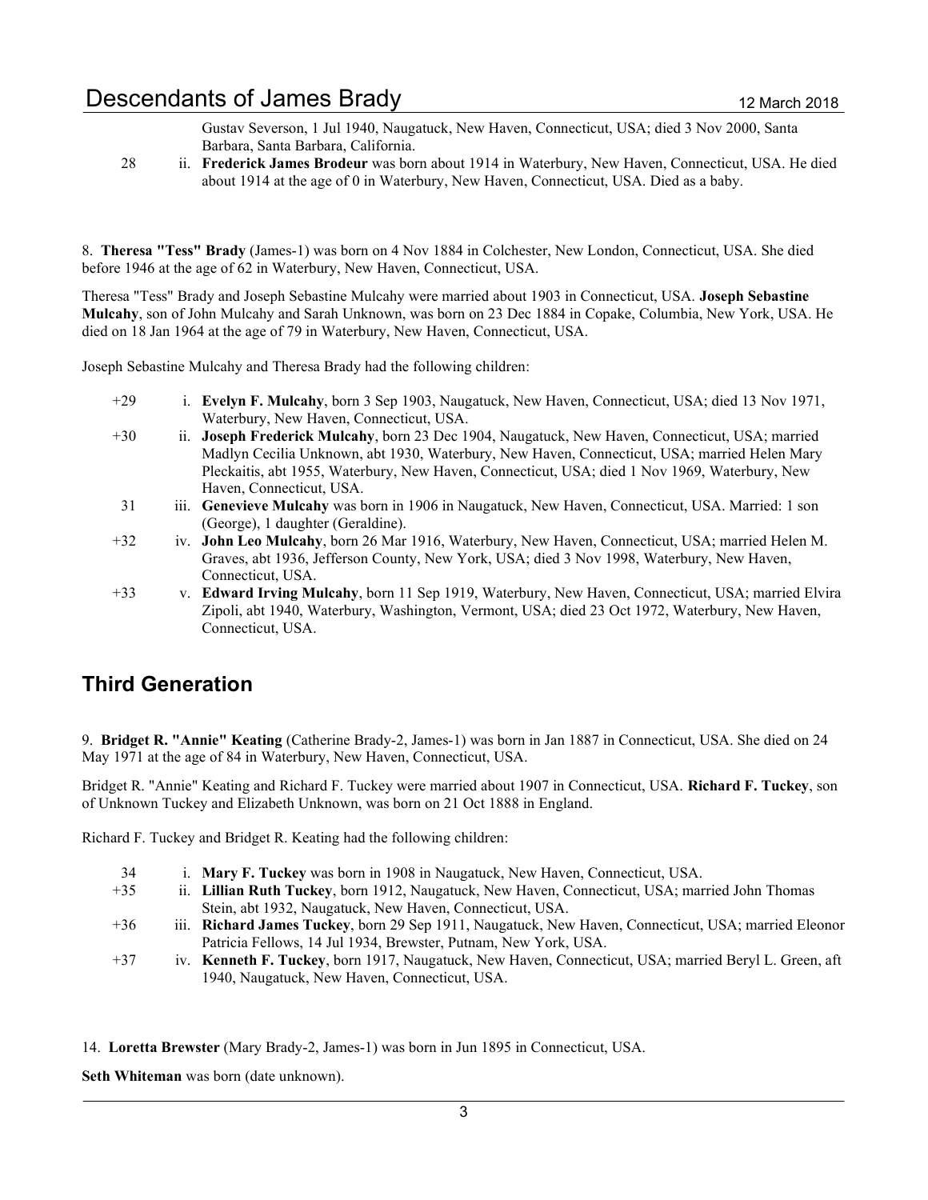Gustav Severson, 1 Jul 1940, Naugatuck, New Haven, Connecticut, USA; died 3 Nov 2000, Santa Barbara, Santa Barbara, California.

28 ii. **Frederick James Brodeur** was born about 1914 in Waterbury, New Haven, Connecticut, USA. He died about 1914 at the age of 0 in Waterbury, New Haven, Connecticut, USA. Died as a baby.

8. **Theresa "Tess" Brady** (James-1) was born on 4 Nov 1884 in Colchester, New London, Connecticut, USA. She died before 1946 at the age of 62 in Waterbury, New Haven, Connecticut, USA.

Theresa "Tess" Brady and Joseph Sebastine Mulcahy were married about 1903 in Connecticut, USA. **Joseph Sebastine Mulcahy**, son of John Mulcahy and Sarah Unknown, was born on 23 Dec 1884 in Copake, Columbia, New York, USA. He died on 18 Jan 1964 at the age of 79 in Waterbury, New Haven, Connecticut, USA.

Joseph Sebastine Mulcahy and Theresa Brady had the following children:

+29 i. **Evelyn F. Mulcahy**, born 3 Sep 1903, Naugatuck, New Haven, Connecticut, USA; died 13 Nov 1971, Waterbury, New Haven, Connecticut, USA.

+30 ii. **Joseph Frederick Mulcahy**, born 23 Dec 1904, Naugatuck, New Haven, Connecticut, USA; married Madlyn Cecilia Unknown, abt 1930, Waterbury, New Haven, Connecticut, USA; married Helen Mary Pleckaitis, abt 1955, Waterbury, New Haven, Connecticut, USA; died 1 Nov 1969, Waterbury, New Haven, Connecticut, USA.

31 iii. **Genevieve Mulcahy** was born in 1906 in Naugatuck, New Haven, Connecticut, USA. Married: 1 son (George), 1 daughter (Geraldine).

+32 iv. **John Leo Mulcahy**, born 26 Mar 1916, Waterbury, New Haven, Connecticut, USA; married Helen M. Graves, abt 1936, Jefferson County, New York, USA; died 3 Nov 1998, Waterbury, New Haven, Connecticut, USA.

+33 v. **Edward Irving Mulcahy**, born 11 Sep 1919, Waterbury, New Haven, Connecticut, USA; married Elvira Zipoli, abt 1940, Waterbury, Washington, Vermont, USA; died 23 Oct 1972, Waterbury, New Haven, Connecticut, USA.

## Third Generation

9. **Bridget R. "Annie" Keating** (Catherine Brady-2, James-1) was born in Jan 1887 in Connecticut, USA. She died on 24 May 1971 at the age of 84 in Waterbury, New Haven, Connecticut, USA.

Bridget R. "Annie" Keating and Richard F. Tuckey were married about 1907 in Connecticut, USA. **Richard F. Tuckey**, son of Unknown Tuckey and Elizabeth Unknown, was born on 21 Oct 1888 in England.

Richard F. Tuckey and Bridget R. Keating had the following children:

34 i. **Mary F. Tuckey** was born in 1908 in Naugatuck, New Haven, Connecticut, USA.

+35 ii. **Lillian Ruth Tuckey**, born 1912, Naugatuck, New Haven, Connecticut, USA; married John Thomas Stein, abt 1932, Naugatuck, New Haven, Connecticut, USA.

+36 iii. **Richard James Tuckey**, born 29 Sep 1911, Naugatuck, New Haven, Connecticut, USA; married Eleonor Patricia Fellows, 14 Jul 1934, Brewster, Putnam, New York, USA.

+37 iv. **Kenneth F. Tuckey**, born 1917, Naugatuck, New Haven, Connecticut, USA; married Beryl L. Green, aft 1940, Naugatuck, New Haven, Connecticut, USA.

14. **Loretta Brewster** (Mary Brady-2, James-1) was born in Jun 1895 in Connecticut, USA.

**Seth Whiteman** was born (date unknown).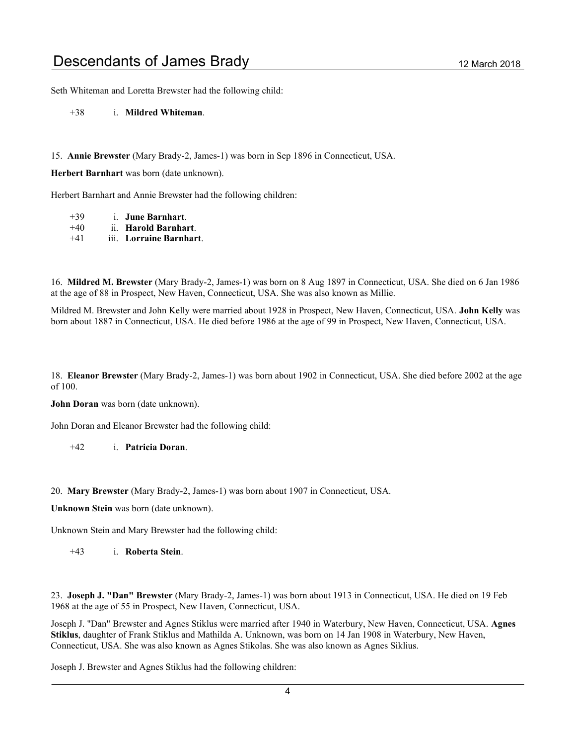Seth Whiteman and Loretta Brewster had the following child:

+38 i. **Mildred Whiteman**.

15. **Annie Brewster** (Mary Brady-2, James-1) was born in Sep 1896 in Connecticut, USA.

**Herbert Barnhart** was born (date unknown).

Herbert Barnhart and Annie Brewster had the following children:

+39 i. **June Barnhart**.
+40 ii. **Harold Barnhart**.
+41 iii. **Lorraine Barnhart**.

16. **Mildred M. Brewster** (Mary Brady-2, James-1) was born on 8 Aug 1897 in Connecticut, USA. She died on 6 Jan 1986 at the age of 88 in Prospect, New Haven, Connecticut, USA. She was also known as Millie.

Mildred M. Brewster and John Kelly were married about 1928 in Prospect, New Haven, Connecticut, USA. **John Kelly** was born about 1887 in Connecticut, USA. He died before 1986 at the age of 99 in Prospect, New Haven, Connecticut, USA.

18. **Eleanor Brewster** (Mary Brady-2, James-1) was born about 1902 in Connecticut, USA. She died before 2002 at the age of 100.

**John Doran** was born (date unknown).

John Doran and Eleanor Brewster had the following child:

+42 i. **Patricia Doran**.

20. **Mary Brewster** (Mary Brady-2, James-1) was born about 1907 in Connecticut, USA.

**Unknown Stein** was born (date unknown).

Unknown Stein and Mary Brewster had the following child:

+43 i. **Roberta Stein**.

23. **Joseph J. "Dan" Brewster** (Mary Brady-2, James-1) was born about 1913 in Connecticut, USA. He died on 19 Feb 1968 at the age of 55 in Prospect, New Haven, Connecticut, USA.

Joseph J. "Dan" Brewster and Agnes Stiklus were married after 1940 in Waterbury, New Haven, Connecticut, USA. **Agnes Stiklus**, daughter of Frank Stiklus and Mathilda A. Unknown, was born on 14 Jan 1908 in Waterbury, New Haven, Connecticut, USA. She was also known as Agnes Stikolas. She was also known as Agnes Siklius.

Joseph J. Brewster and Agnes Stiklus had the following children: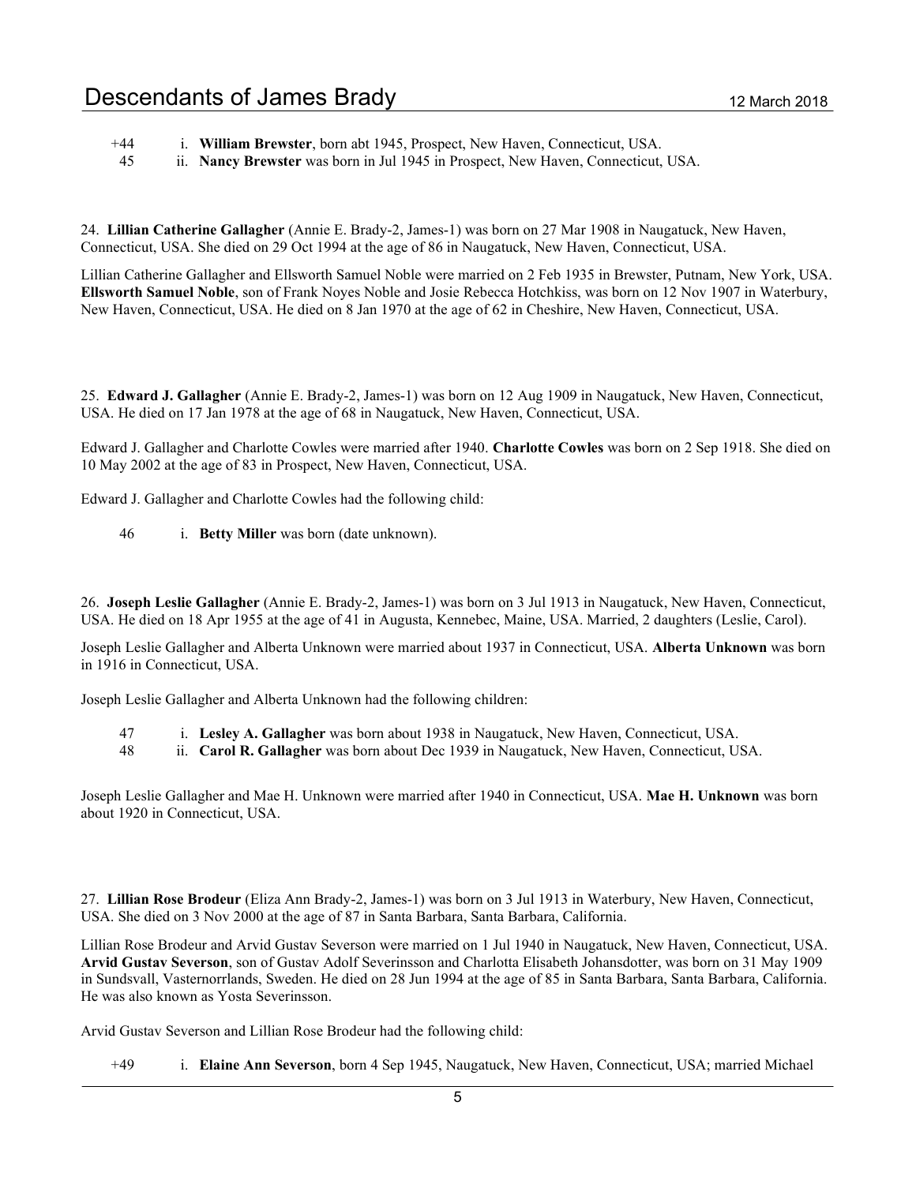+44 i. **William Brewster**, born abt 1945, Prospect, New Haven, Connecticut, USA.
45 ii. **Nancy Brewster** was born in Jul 1945 in Prospect, New Haven, Connecticut, USA.

24. **Lillian Catherine Gallagher** (Annie E. Brady-2, James-1) was born on 27 Mar 1908 in Naugatuck, New Haven, Connecticut, USA. She died on 29 Oct 1994 at the age of 86 in Naugatuck, New Haven, Connecticut, USA.

Lillian Catherine Gallagher and Ellsworth Samuel Noble were married on 2 Feb 1935 in Brewster, Putnam, New York, USA. **Ellsworth Samuel Noble**, son of Frank Noyes Noble and Josie Rebecca Hotchkiss, was born on 12 Nov 1907 in Waterbury, New Haven, Connecticut, USA. He died on 8 Jan 1970 at the age of 62 in Cheshire, New Haven, Connecticut, USA.

25. **Edward J. Gallagher** (Annie E. Brady-2, James-1) was born on 12 Aug 1909 in Naugatuck, New Haven, Connecticut, USA. He died on 17 Jan 1978 at the age of 68 in Naugatuck, New Haven, Connecticut, USA.

Edward J. Gallagher and Charlotte Cowles were married after 1940. **Charlotte Cowles** was born on 2 Sep 1918. She died on 10 May 2002 at the age of 83 in Prospect, New Haven, Connecticut, USA.

Edward J. Gallagher and Charlotte Cowles had the following child:

46 i. **Betty Miller** was born (date unknown).

26. **Joseph Leslie Gallagher** (Annie E. Brady-2, James-1) was born on 3 Jul 1913 in Naugatuck, New Haven, Connecticut, USA. He died on 18 Apr 1955 at the age of 41 in Augusta, Kennebec, Maine, USA. Married, 2 daughters (Leslie, Carol).

Joseph Leslie Gallagher and Alberta Unknown were married about 1937 in Connecticut, USA. **Alberta Unknown** was born in 1916 in Connecticut, USA.

Joseph Leslie Gallagher and Alberta Unknown had the following children:

47 i. **Lesley A. Gallagher** was born about 1938 in Naugatuck, New Haven, Connecticut, USA.
48 ii. **Carol R. Gallagher** was born about Dec 1939 in Naugatuck, New Haven, Connecticut, USA.

Joseph Leslie Gallagher and Mae H. Unknown were married after 1940 in Connecticut, USA. **Mae H. Unknown** was born about 1920 in Connecticut, USA.

27. **Lillian Rose Brodeur** (Eliza Ann Brady-2, James-1) was born on 3 Jul 1913 in Waterbury, New Haven, Connecticut, USA. She died on 3 Nov 2000 at the age of 87 in Santa Barbara, Santa Barbara, California.

Lillian Rose Brodeur and Arvid Gustav Severson were married on 1 Jul 1940 in Naugatuck, New Haven, Connecticut, USA. **Arvid Gustav Severson**, son of Gustav Adolf Severinsson and Charlotta Elisabeth Johansdotter, was born on 31 May 1909 in Sundsvall, Vasternorrlands, Sweden. He died on 28 Jun 1994 at the age of 85 in Santa Barbara, Santa Barbara, California. He was also known as Yosta Severinsson.

Arvid Gustav Severson and Lillian Rose Brodeur had the following child:

+49 i. **Elaine Ann Severson**, born 4 Sep 1945, Naugatuck, New Haven, Connecticut, USA; married Michael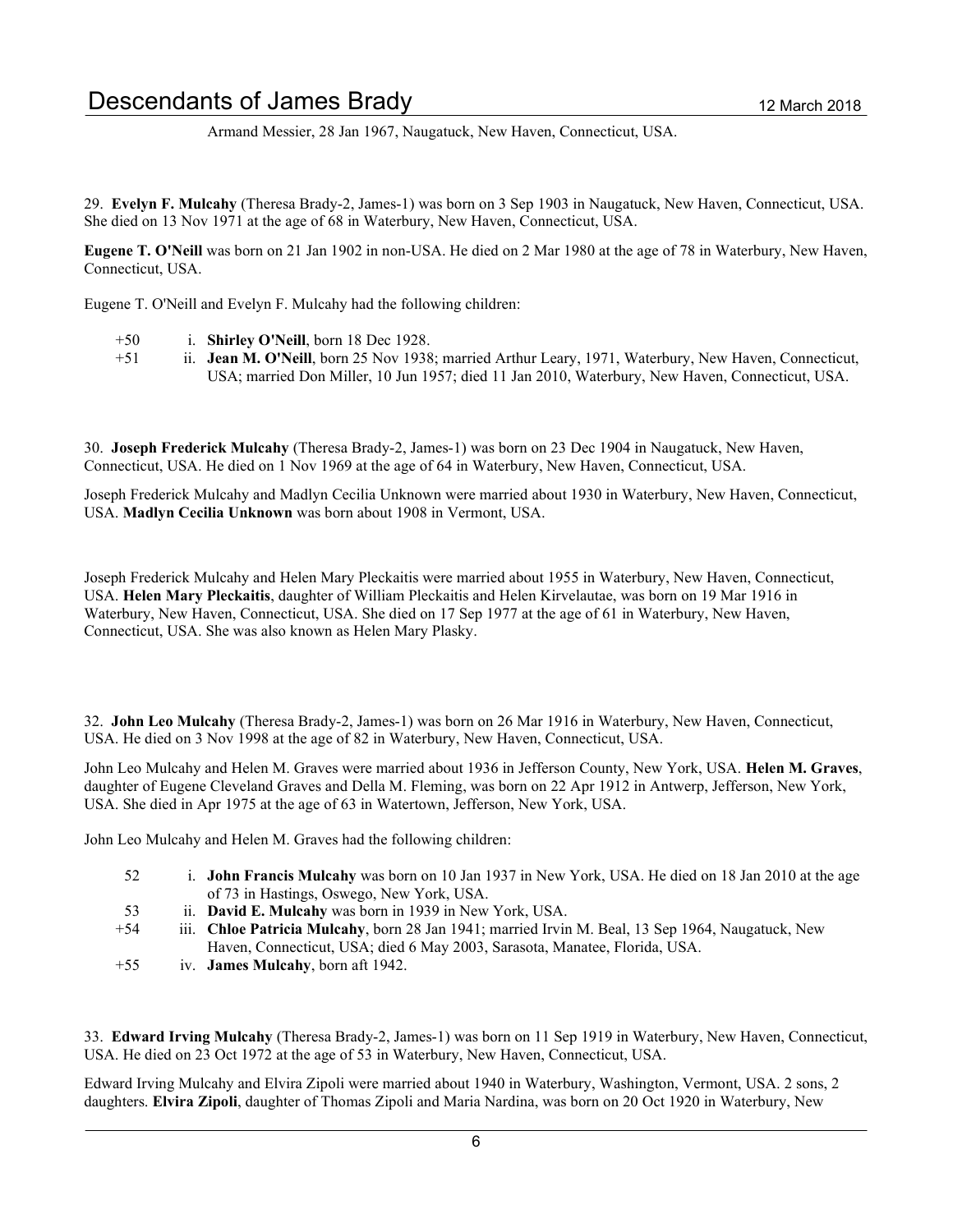Armand Messier, 28 Jan 1967, Naugatuck, New Haven, Connecticut, USA.

29. **Evelyn F. Mulcahy** (Theresa Brady-2, James-1) was born on 3 Sep 1903 in Naugatuck, New Haven, Connecticut, USA. She died on 13 Nov 1971 at the age of 68 in Waterbury, New Haven, Connecticut, USA.

**Eugene T. O'Neill** was born on 21 Jan 1902 in non-USA. He died on 2 Mar 1980 at the age of 78 in Waterbury, New Haven, Connecticut, USA.

Eugene T. O'Neill and Evelyn F. Mulcahy had the following children:

- +50 i. **Shirley O'Neill**, born 18 Dec 1928.
- +51 ii. **Jean M. O'Neill**, born 25 Nov 1938; married Arthur Leary, 1971, Waterbury, New Haven, Connecticut, USA; married Don Miller, 10 Jun 1957; died 11 Jan 2010, Waterbury, New Haven, Connecticut, USA.

30. **Joseph Frederick Mulcahy** (Theresa Brady-2, James-1) was born on 23 Dec 1904 in Naugatuck, New Haven, Connecticut, USA. He died on 1 Nov 1969 at the age of 64 in Waterbury, New Haven, Connecticut, USA.

Joseph Frederick Mulcahy and Madlyn Cecilia Unknown were married about 1930 in Waterbury, New Haven, Connecticut, USA. **Madlyn Cecilia Unknown** was born about 1908 in Vermont, USA.

Joseph Frederick Mulcahy and Helen Mary Pleckaitis were married about 1955 in Waterbury, New Haven, Connecticut, USA. **Helen Mary Pleckaitis**, daughter of William Pleckaitis and Helen Kirvelautae, was born on 19 Mar 1916 in Waterbury, New Haven, Connecticut, USA. She died on 17 Sep 1977 at the age of 61 in Waterbury, New Haven, Connecticut, USA. She was also known as Helen Mary Plasky.

32. **John Leo Mulcahy** (Theresa Brady-2, James-1) was born on 26 Mar 1916 in Waterbury, New Haven, Connecticut, USA. He died on 3 Nov 1998 at the age of 82 in Waterbury, New Haven, Connecticut, USA.

John Leo Mulcahy and Helen M. Graves were married about 1936 in Jefferson County, New York, USA. **Helen M. Graves**, daughter of Eugene Cleveland Graves and Della M. Fleming, was born on 22 Apr 1912 in Antwerp, Jefferson, New York, USA. She died in Apr 1975 at the age of 63 in Watertown, Jefferson, New York, USA.

John Leo Mulcahy and Helen M. Graves had the following children:

- 52 i. **John Francis Mulcahy** was born on 10 Jan 1937 in New York, USA. He died on 18 Jan 2010 at the age of 73 in Hastings, Oswego, New York, USA.
- 53 ii. **David E. Mulcahy** was born in 1939 in New York, USA.
- +54 iii. **Chloe Patricia Mulcahy**, born 28 Jan 1941; married Irvin M. Beal, 13 Sep 1964, Naugatuck, New Haven, Connecticut, USA; died 6 May 2003, Sarasota, Manatee, Florida, USA.
- +55 iv. **James Mulcahy**, born aft 1942.

33. **Edward Irving Mulcahy** (Theresa Brady-2, James-1) was born on 11 Sep 1919 in Waterbury, New Haven, Connecticut, USA. He died on 23 Oct 1972 at the age of 53 in Waterbury, New Haven, Connecticut, USA.

Edward Irving Mulcahy and Elvira Zipoli were married about 1940 in Waterbury, Washington, Vermont, USA. 2 sons, 2 daughters. **Elvira Zipoli**, daughter of Thomas Zipoli and Maria Nardina, was born on 20 Oct 1920 in Waterbury, New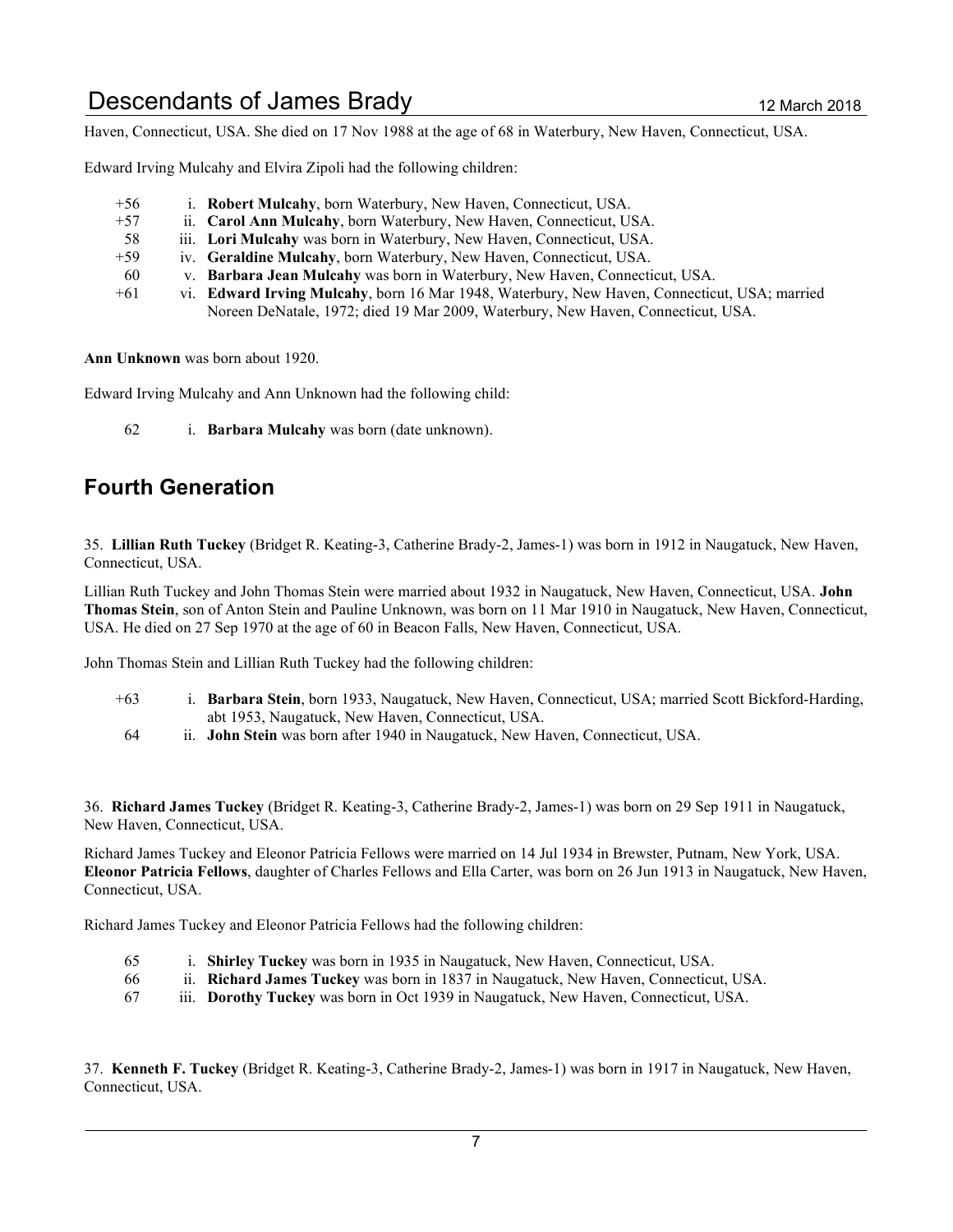Haven, Connecticut, USA. She died on 17 Nov 1988 at the age of 68 in Waterbury, New Haven, Connecticut, USA.

Edward Irving Mulcahy and Elvira Zipoli had the following children:

- +56 i. **Robert Mulcahy**, born Waterbury, New Haven, Connecticut, USA.
- +57 ii. **Carol Ann Mulcahy**, born Waterbury, New Haven, Connecticut, USA.
- 58 iii. **Lori Mulcahy** was born in Waterbury, New Haven, Connecticut, USA.
- +59 iv. **Geraldine Mulcahy**, born Waterbury, New Haven, Connecticut, USA.
- 60 v. **Barbara Jean Mulcahy** was born in Waterbury, New Haven, Connecticut, USA.
- +61 vi. **Edward Irving Mulcahy**, born 16 Mar 1948, Waterbury, New Haven, Connecticut, USA; married Noreen DeNatale, 1972; died 19 Mar 2009, Waterbury, New Haven, Connecticut, USA.

**Ann Unknown** was born about 1920.

Edward Irving Mulcahy and Ann Unknown had the following child:

- 62 i. **Barbara Mulcahy** was born (date unknown).

## Fourth Generation

35. **Lillian Ruth Tuckey** (Bridget R. Keating-3, Catherine Brady-2, James-1) was born in 1912 in Naugatuck, New Haven, Connecticut, USA.

Lillian Ruth Tuckey and John Thomas Stein were married about 1932 in Naugatuck, New Haven, Connecticut, USA. **John Thomas Stein**, son of Anton Stein and Pauline Unknown, was born on 11 Mar 1910 in Naugatuck, New Haven, Connecticut, USA. He died on 27 Sep 1970 at the age of 60 in Beacon Falls, New Haven, Connecticut, USA.

John Thomas Stein and Lillian Ruth Tuckey had the following children:

- +63 i. **Barbara Stein**, born 1933, Naugatuck, New Haven, Connecticut, USA; married Scott Bickford-Harding, abt 1953, Naugatuck, New Haven, Connecticut, USA.
- 64 ii. **John Stein** was born after 1940 in Naugatuck, New Haven, Connecticut, USA.

36. **Richard James Tuckey** (Bridget R. Keating-3, Catherine Brady-2, James-1) was born on 29 Sep 1911 in Naugatuck, New Haven, Connecticut, USA.

Richard James Tuckey and Eleonor Patricia Fellows were married on 14 Jul 1934 in Brewster, Putnam, New York, USA. **Eleonor Patricia Fellows**, daughter of Charles Fellows and Ella Carter, was born on 26 Jun 1913 in Naugatuck, New Haven, Connecticut, USA.

Richard James Tuckey and Eleonor Patricia Fellows had the following children:

- 65 i. **Shirley Tuckey** was born in 1935 in Naugatuck, New Haven, Connecticut, USA.
- 66 ii. **Richard James Tuckey** was born in 1837 in Naugatuck, New Haven, Connecticut, USA.
- 67 iii. **Dorothy Tuckey** was born in Oct 1939 in Naugatuck, New Haven, Connecticut, USA.

37. **Kenneth F. Tuckey** (Bridget R. Keating-3, Catherine Brady-2, James-1) was born in 1917 in Naugatuck, New Haven, Connecticut, USA.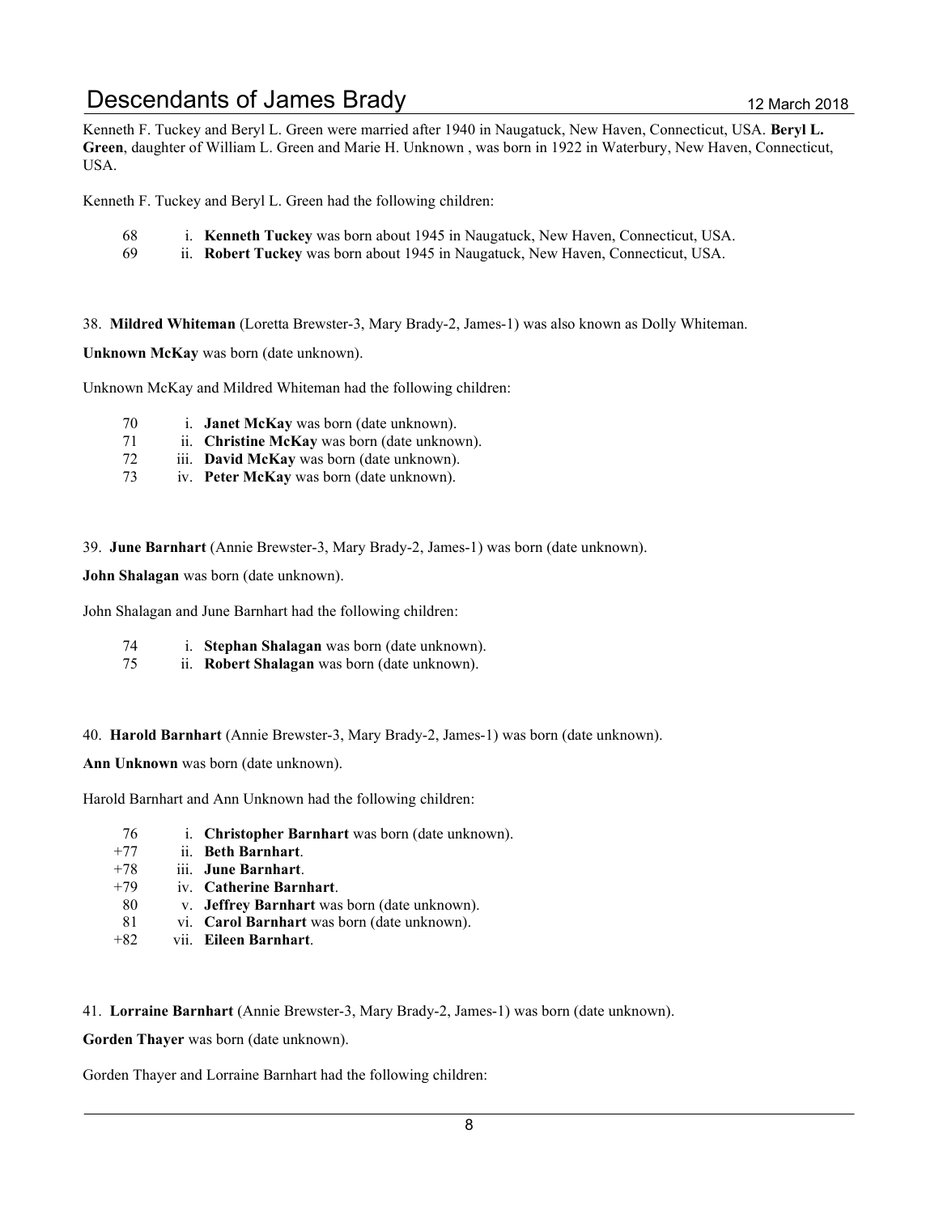Kenneth F. Tuckey and Beryl L. Green were married after 1940 in Naugatuck, New Haven, Connecticut, USA. **Beryl L. Green**, daughter of William L. Green and Marie H. Unknown , was born in 1922 in Waterbury, New Haven, Connecticut, USA.

Kenneth F. Tuckey and Beryl L. Green had the following children:

68 i. **Kenneth Tuckey** was born about 1945 in Naugatuck, New Haven, Connecticut, USA.
69 ii. **Robert Tuckey** was born about 1945 in Naugatuck, New Haven, Connecticut, USA.

38. **Mildred Whiteman** (Loretta Brewster-3, Mary Brady-2, James-1) was also known as Dolly Whiteman.

**Unknown McKay** was born (date unknown).

Unknown McKay and Mildred Whiteman had the following children:

70 i. **Janet McKay** was born (date unknown).
71 ii. **Christine McKay** was born (date unknown).
72 iii. **David McKay** was born (date unknown).
73 iv. **Peter McKay** was born (date unknown).

39. **June Barnhart** (Annie Brewster-3, Mary Brady-2, James-1) was born (date unknown).

**John Shalagan** was born (date unknown).

John Shalagan and June Barnhart had the following children:

74 i. **Stephan Shalagan** was born (date unknown).
75 ii. **Robert Shalagan** was born (date unknown).

40. **Harold Barnhart** (Annie Brewster-3, Mary Brady-2, James-1) was born (date unknown).

**Ann Unknown** was born (date unknown).

Harold Barnhart and Ann Unknown had the following children:

76 i. **Christopher Barnhart** was born (date unknown).
+77 ii. **Beth Barnhart**.
+78 iii. **June Barnhart**.
+79 iv. **Catherine Barnhart**.
80 v. **Jeffrey Barnhart** was born (date unknown).
81 vi. **Carol Barnhart** was born (date unknown).
+82 vii. **Eileen Barnhart**.

41. **Lorraine Barnhart** (Annie Brewster-3, Mary Brady-2, James-1) was born (date unknown).

**Gorden Thayer** was born (date unknown).

Gorden Thayer and Lorraine Barnhart had the following children: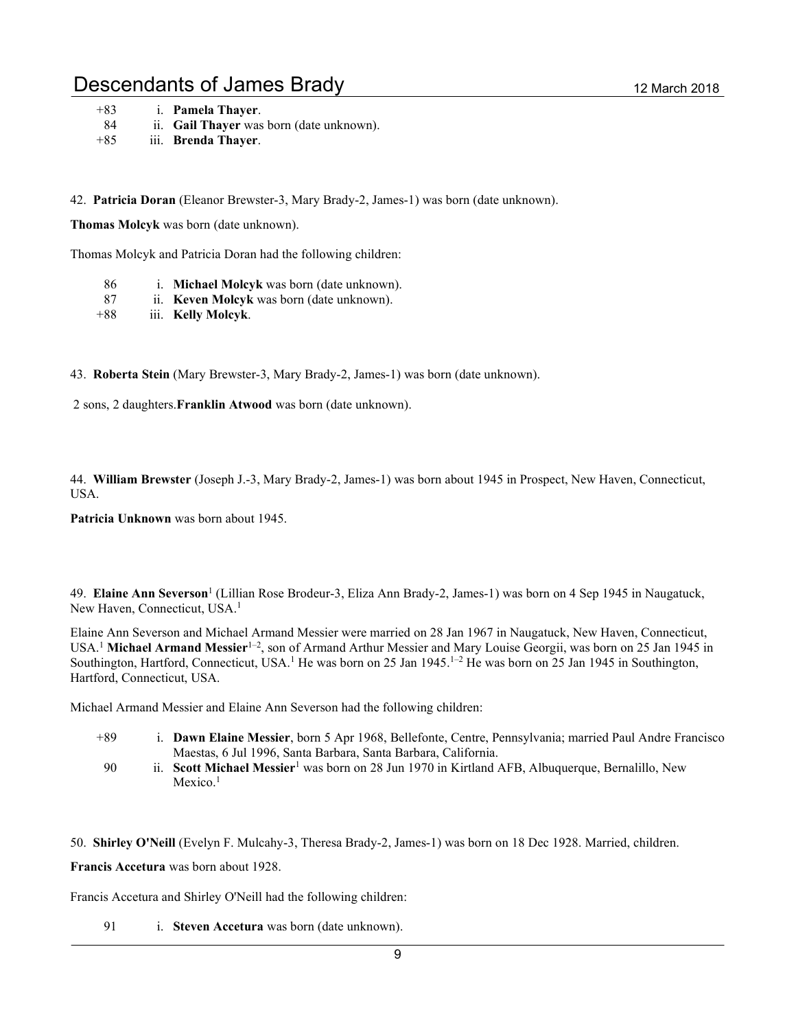+83 i. **Pamela Thayer**.
84 ii. **Gail Thayer** was born (date unknown).
+85 iii. **Brenda Thayer**.

42. **Patricia Doran** (Eleanor Brewster-3, Mary Brady-2, James-1) was born (date unknown).

**Thomas Molcyk** was born (date unknown).

Thomas Molcyk and Patricia Doran had the following children:

86 i. **Michael Molcyk** was born (date unknown).
87 ii. **Keven Molcyk** was born (date unknown).
+88 iii. **Kelly Molcyk**.

43. **Roberta Stein** (Mary Brewster-3, Mary Brady-2, James-1) was born (date unknown).

2 sons, 2 daughters.**Franklin Atwood** was born (date unknown).

44. **William Brewster** (Joseph J.-3, Mary Brady-2, James-1) was born about 1945 in Prospect, New Haven, Connecticut, USA.

**Patricia Unknown** was born about 1945.

49. **Elaine Ann Severson**[1] (Lillian Rose Brodeur-3, Eliza Ann Brady-2, James-1) was born on 4 Sep 1945 in Naugatuck, New Haven, Connecticut, USA.[1]

Elaine Ann Severson and Michael Armand Messier were married on 28 Jan 1967 in Naugatuck, New Haven, Connecticut, USA.[1] **Michael Armand Messier**[1–2], son of Armand Arthur Messier and Mary Louise Georgii, was born on 25 Jan 1945 in Southington, Hartford, Connecticut, USA.[1] He was born on 25 Jan 1945.[1–2] He was born on 25 Jan 1945 in Southington, Hartford, Connecticut, USA.

Michael Armand Messier and Elaine Ann Severson had the following children:

+89 i. **Dawn Elaine Messier**, born 5 Apr 1968, Bellefonte, Centre, Pennsylvania; married Paul Andre Francisco Maestas, 6 Jul 1996, Santa Barbara, Santa Barbara, California.
90 ii. **Scott Michael Messier**[1] was born on 28 Jun 1970 in Kirtland AFB, Albuquerque, Bernalillo, New Mexico.[1]

50. **Shirley O'Neill** (Evelyn F. Mulcahy-3, Theresa Brady-2, James-1) was born on 18 Dec 1928. Married, children.

**Francis Accetura** was born about 1928.

Francis Accetura and Shirley O'Neill had the following children:

91 i. **Steven Accetura** was born (date unknown).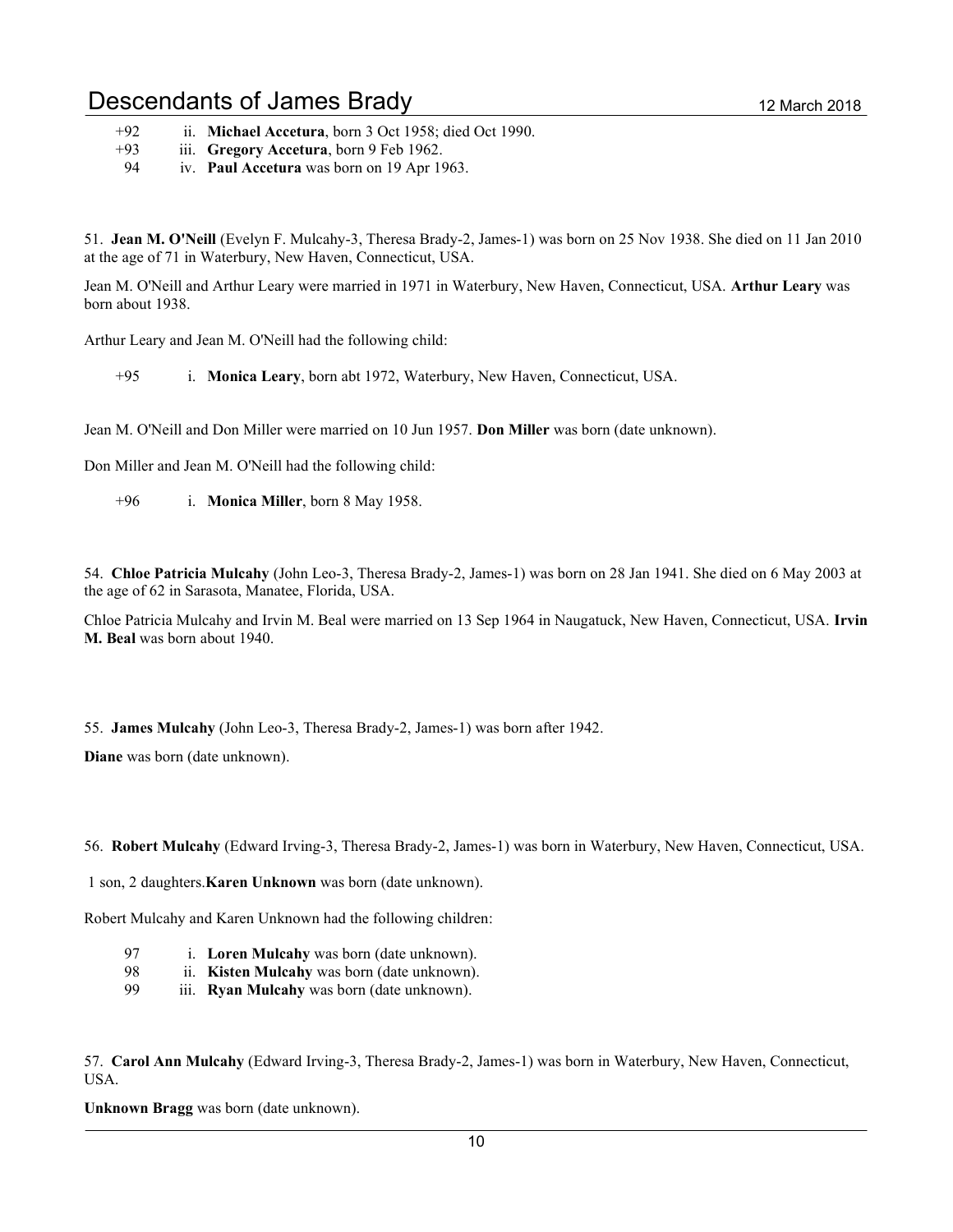+92 ii. **Michael Accetura**, born 3 Oct 1958; died Oct 1990.
+93 iii. **Gregory Accetura**, born 9 Feb 1962.
94 iv. **Paul Accetura** was born on 19 Apr 1963.

51. **Jean M. O'Neill** (Evelyn F. Mulcahy-3, Theresa Brady-2, James-1) was born on 25 Nov 1938. She died on 11 Jan 2010 at the age of 71 in Waterbury, New Haven, Connecticut, USA.

Jean M. O'Neill and Arthur Leary were married in 1971 in Waterbury, New Haven, Connecticut, USA. **Arthur Leary** was born about 1938.

Arthur Leary and Jean M. O'Neill had the following child:

+95 i. **Monica Leary**, born abt 1972, Waterbury, New Haven, Connecticut, USA.

Jean M. O'Neill and Don Miller were married on 10 Jun 1957. **Don Miller** was born (date unknown).

Don Miller and Jean M. O'Neill had the following child:

+96 i. **Monica Miller**, born 8 May 1958.

54. **Chloe Patricia Mulcahy** (John Leo-3, Theresa Brady-2, James-1) was born on 28 Jan 1941. She died on 6 May 2003 at the age of 62 in Sarasota, Manatee, Florida, USA.

Chloe Patricia Mulcahy and Irvin M. Beal were married on 13 Sep 1964 in Naugatuck, New Haven, Connecticut, USA. **Irvin M. Beal** was born about 1940.

55. **James Mulcahy** (John Leo-3, Theresa Brady-2, James-1) was born after 1942.

**Diane** was born (date unknown).

56. **Robert Mulcahy** (Edward Irving-3, Theresa Brady-2, James-1) was born in Waterbury, New Haven, Connecticut, USA.

1 son, 2 daughters.**Karen Unknown** was born (date unknown).

Robert Mulcahy and Karen Unknown had the following children:

97 i. **Loren Mulcahy** was born (date unknown).
98 ii. **Kisten Mulcahy** was born (date unknown).
99 iii. **Ryan Mulcahy** was born (date unknown).

57. **Carol Ann Mulcahy** (Edward Irving-3, Theresa Brady-2, James-1) was born in Waterbury, New Haven, Connecticut, USA.

**Unknown Bragg** was born (date unknown).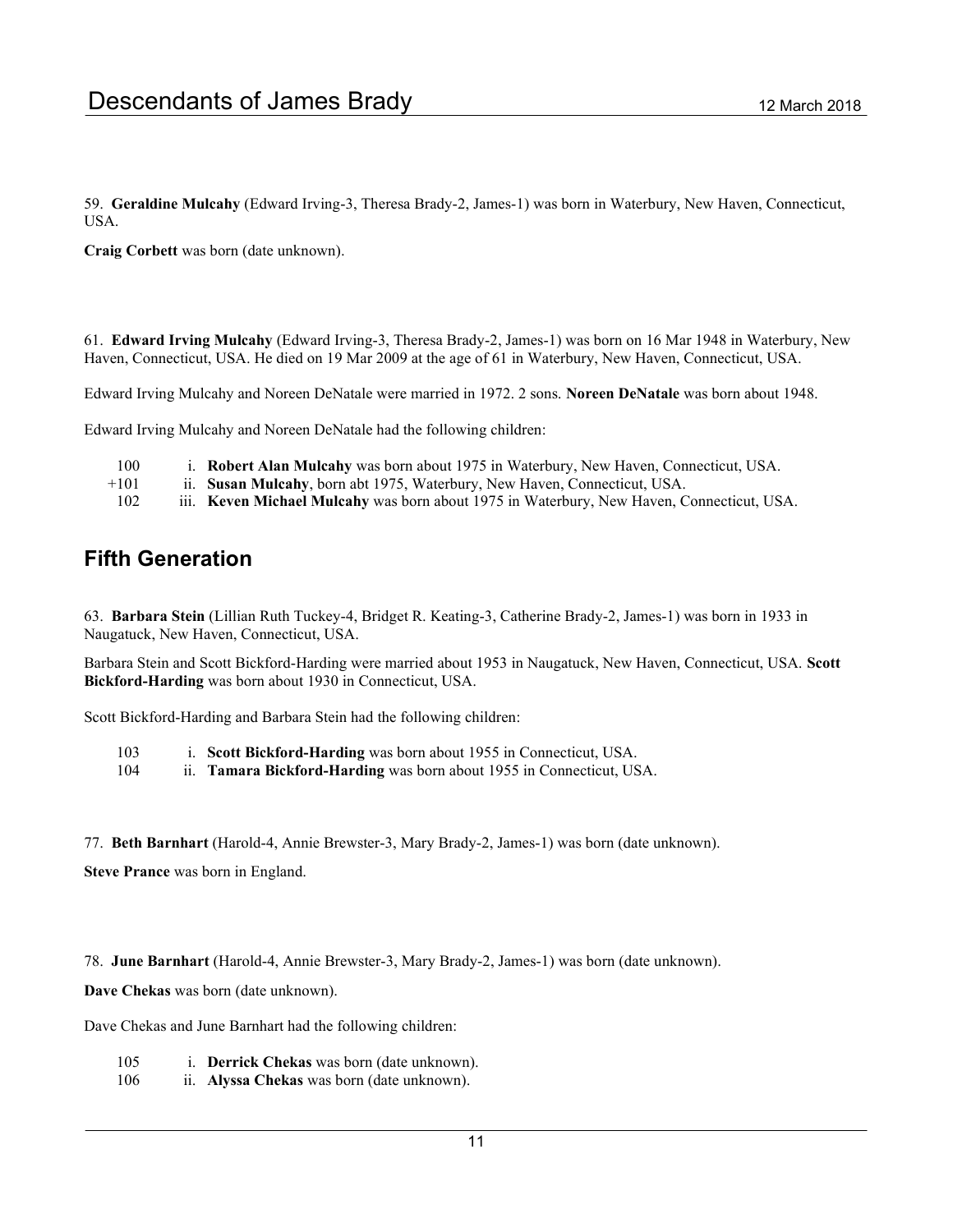59. **Geraldine Mulcahy** (Edward Irving-3, Theresa Brady-2, James-1) was born in Waterbury, New Haven, Connecticut, USA.

**Craig Corbett** was born (date unknown).

61. **Edward Irving Mulcahy** (Edward Irving-3, Theresa Brady-2, James-1) was born on 16 Mar 1948 in Waterbury, New Haven, Connecticut, USA. He died on 19 Mar 2009 at the age of 61 in Waterbury, New Haven, Connecticut, USA.

Edward Irving Mulcahy and Noreen DeNatale were married in 1972. 2 sons. **Noreen DeNatale** was born about 1948.

Edward Irving Mulcahy and Noreen DeNatale had the following children:

- 100 i. **Robert Alan Mulcahy** was born about 1975 in Waterbury, New Haven, Connecticut, USA.
- +101 ii. **Susan Mulcahy**, born abt 1975, Waterbury, New Haven, Connecticut, USA.
- 102 iii. **Keven Michael Mulcahy** was born about 1975 in Waterbury, New Haven, Connecticut, USA.

## Fifth Generation

63. **Barbara Stein** (Lillian Ruth Tuckey-4, Bridget R. Keating-3, Catherine Brady-2, James-1) was born in 1933 in Naugatuck, New Haven, Connecticut, USA.

Barbara Stein and Scott Bickford-Harding were married about 1953 in Naugatuck, New Haven, Connecticut, USA. **Scott Bickford-Harding** was born about 1930 in Connecticut, USA.

Scott Bickford-Harding and Barbara Stein had the following children:

- 103 i. **Scott Bickford-Harding** was born about 1955 in Connecticut, USA.
- 104 ii. **Tamara Bickford-Harding** was born about 1955 in Connecticut, USA.

77. **Beth Barnhart** (Harold-4, Annie Brewster-3, Mary Brady-2, James-1) was born (date unknown).

**Steve Prance** was born in England.

78. **June Barnhart** (Harold-4, Annie Brewster-3, Mary Brady-2, James-1) was born (date unknown).

**Dave Chekas** was born (date unknown).

Dave Chekas and June Barnhart had the following children:

- 105 i. **Derrick Chekas** was born (date unknown).
- 106 ii. **Alyssa Chekas** was born (date unknown).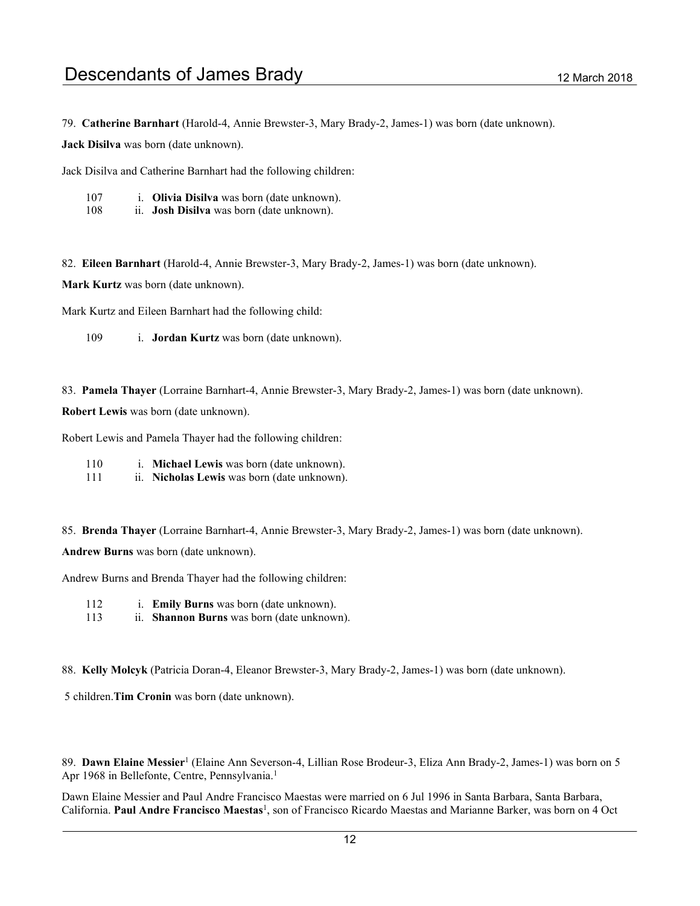79. **Catherine Barnhart** (Harold-4, Annie Brewster-3, Mary Brady-2, James-1) was born (date unknown).

**Jack Disilva** was born (date unknown).

Jack Disilva and Catherine Barnhart had the following children:

107 i. **Olivia Disilva** was born (date unknown).
108 ii. **Josh Disilva** was born (date unknown).

82. **Eileen Barnhart** (Harold-4, Annie Brewster-3, Mary Brady-2, James-1) was born (date unknown).

**Mark Kurtz** was born (date unknown).

Mark Kurtz and Eileen Barnhart had the following child:

109 i. **Jordan Kurtz** was born (date unknown).

83. **Pamela Thayer** (Lorraine Barnhart-4, Annie Brewster-3, Mary Brady-2, James-1) was born (date unknown).

**Robert Lewis** was born (date unknown).

Robert Lewis and Pamela Thayer had the following children:

110 i. **Michael Lewis** was born (date unknown).
111 ii. **Nicholas Lewis** was born (date unknown).

85. **Brenda Thayer** (Lorraine Barnhart-4, Annie Brewster-3, Mary Brady-2, James-1) was born (date unknown).

**Andrew Burns** was born (date unknown).

Andrew Burns and Brenda Thayer had the following children:

112 i. **Emily Burns** was born (date unknown).
113 ii. **Shannon Burns** was born (date unknown).

88. **Kelly Molcyk** (Patricia Doran-4, Eleanor Brewster-3, Mary Brady-2, James-1) was born (date unknown).

5 children.**Tim Cronin** was born (date unknown).

89. **Dawn Elaine Messier**[1] (Elaine Ann Severson-4, Lillian Rose Brodeur-3, Eliza Ann Brady-2, James-1) was born on 5 Apr 1968 in Bellefonte, Centre, Pennsylvania.[1]

Dawn Elaine Messier and Paul Andre Francisco Maestas were married on 6 Jul 1996 in Santa Barbara, Santa Barbara, California. **Paul Andre Francisco Maestas**[1], son of Francisco Ricardo Maestas and Marianne Barker, was born on 4 Oct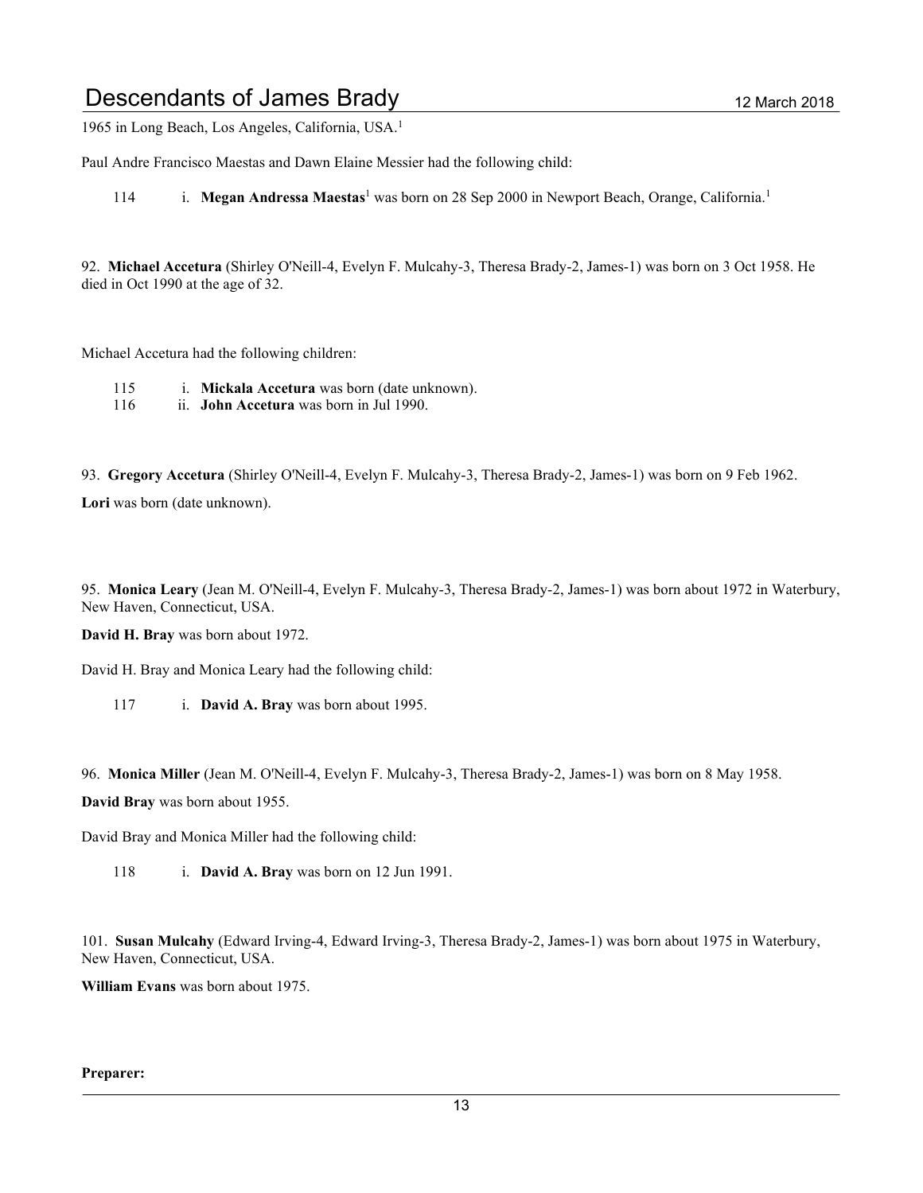1965 in Long Beach, Los Angeles, California, USA.[1]

Paul Andre Francisco Maestas and Dawn Elaine Messier had the following child:

114 i. **Megan Andressa Maestas**[1] was born on 28 Sep 2000 in Newport Beach, Orange, California.[1]

92. **Michael Accetura** (Shirley O'Neill-4, Evelyn F. Mulcahy-3, Theresa Brady-2, James-1) was born on 3 Oct 1958. He died in Oct 1990 at the age of 32.

Michael Accetura had the following children:

115 i. **Mickala Accetura** was born (date unknown).
116 ii. **John Accetura** was born in Jul 1990.

93. **Gregory Accetura** (Shirley O'Neill-4, Evelyn F. Mulcahy-3, Theresa Brady-2, James-1) was born on 9 Feb 1962.

**Lori** was born (date unknown).

95. **Monica Leary** (Jean M. O'Neill-4, Evelyn F. Mulcahy-3, Theresa Brady-2, James-1) was born about 1972 in Waterbury, New Haven, Connecticut, USA.

**David H. Bray** was born about 1972.

David H. Bray and Monica Leary had the following child:

117 i. **David A. Bray** was born about 1995.

96. **Monica Miller** (Jean M. O'Neill-4, Evelyn F. Mulcahy-3, Theresa Brady-2, James-1) was born on 8 May 1958.

**David Bray** was born about 1955.

David Bray and Monica Miller had the following child:

118 i. **David A. Bray** was born on 12 Jun 1991.

101. **Susan Mulcahy** (Edward Irving-4, Edward Irving-3, Theresa Brady-2, James-1) was born about 1975 in Waterbury, New Haven, Connecticut, USA.

**William Evans** was born about 1975.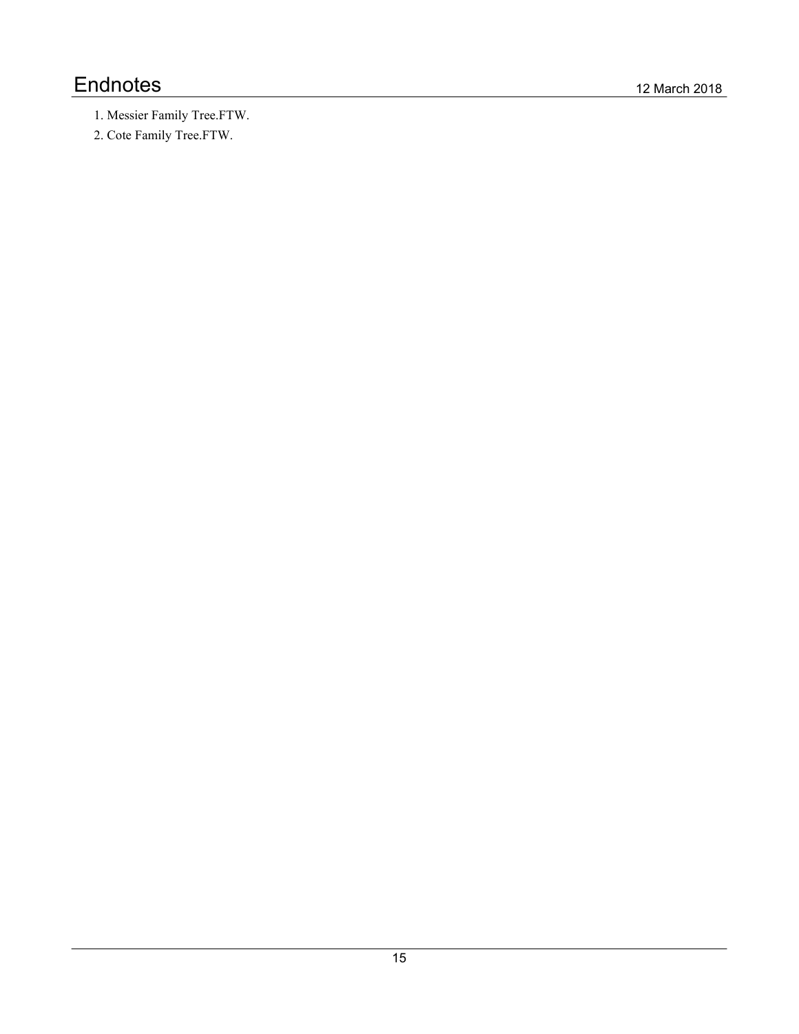# Endnotes

1. Messier Family Tree.FTW.
2. Cote Family Tree.FTW.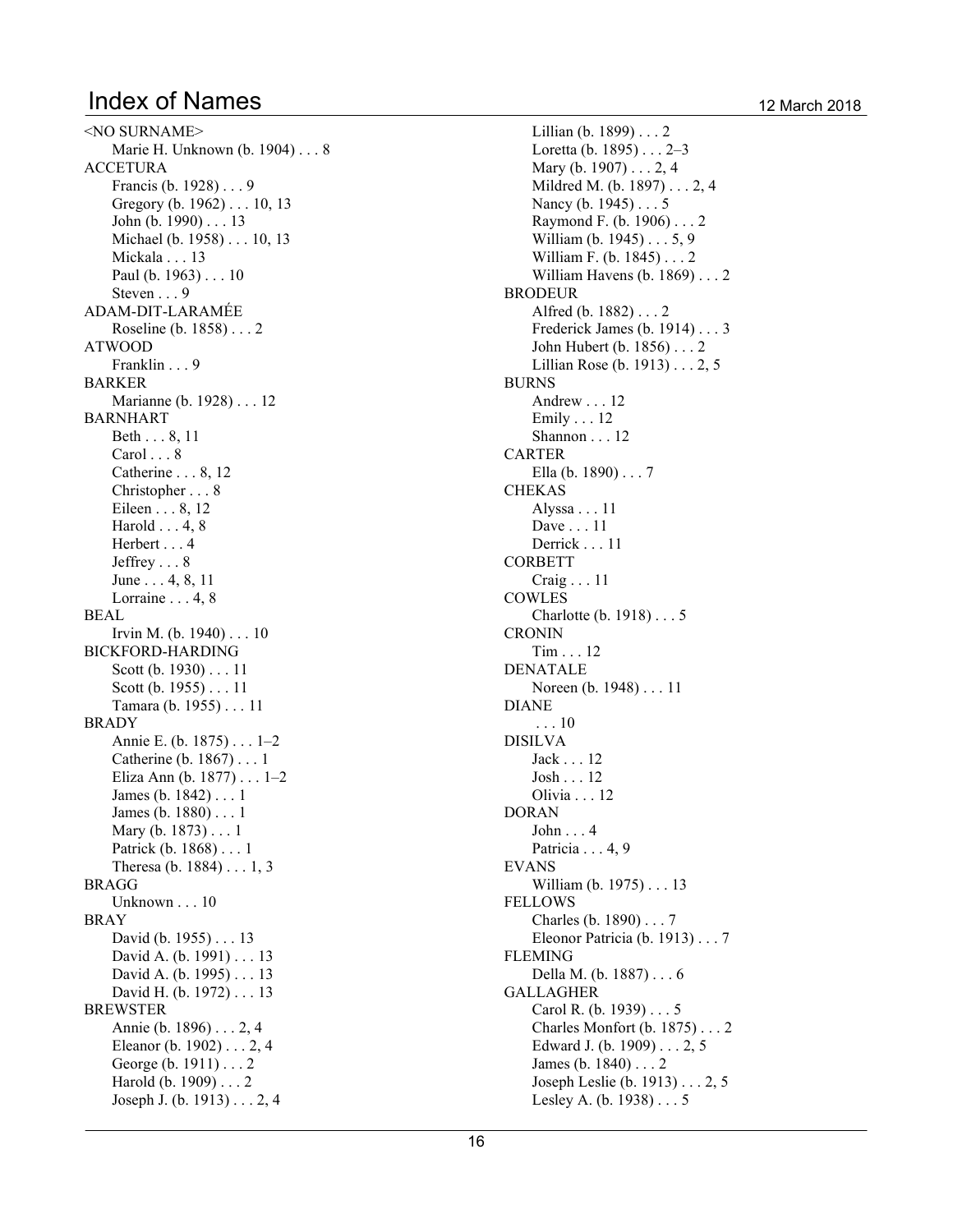# Index of Names

12 March 2018

<NO SURNAME>
- Marie H. Unknown (b. 1904) . . . 8

ACCETURA
- Francis (b. 1928) . . . 9
- Gregory (b. 1962) . . . 10, 13
- John (b. 1990) . . . 13
- Michael (b. 1958) . . . 10, 13
- Mickala . . . 13
- Paul (b. 1963) . . . 10
- Steven . . . 9

ADAM-DIT-LARAMÉE
- Roseline (b. 1858) . . . 2

ATWOOD
- Franklin . . . 9

BARKER
- Marianne (b. 1928) . . . 12

BARNHART
- Beth . . . 8, 11
- Carol . . . 8
- Catherine . . . 8, 12
- Christopher . . . 8
- Eileen . . . 8, 12
- Harold . . . 4, 8
- Herbert . . . 4
- Jeffrey . . . 8
- June . . . 4, 8, 11
- Lorraine . . . 4, 8

BEAL
- Irvin M. (b. 1940) . . . 10

BICKFORD-HARDING
- Scott (b. 1930) . . . 11
- Scott (b. 1955) . . . 11
- Tamara (b. 1955) . . . 11

BRADY
- Annie E. (b. 1875) . . . 1–2
- Catherine (b. 1867) . . . 1
- Eliza Ann (b. 1877) . . . 1–2
- James (b. 1842) . . . 1
- James (b. 1880) . . . 1
- Mary (b. 1873) . . . 1
- Patrick (b. 1868) . . . 1
- Theresa (b. 1884) . . . 1, 3

BRAGG
- Unknown . . . 10

BRAY
- David (b. 1955) . . . 13
- David A. (b. 1991) . . . 13
- David A. (b. 1995) . . . 13
- David H. (b. 1972) . . . 13

BREWSTER
- Annie (b. 1896) . . . 2, 4
- Eleanor (b. 1902) . . . 2, 4
- George (b. 1911) . . . 2
- Harold (b. 1909) . . . 2
- Joseph J. (b. 1913) . . . 2, 4
- Lillian (b. 1899) . . . 2
- Loretta (b. 1895) . . . 2–3
- Mary (b. 1907) . . . 2, 4
- Mildred M. (b. 1897) . . . 2, 4
- Nancy (b. 1945) . . . 5
- Raymond F. (b. 1906) . . . 2
- William (b. 1945) . . . 5, 9
- William F. (b. 1845) . . . 2
- William Havens (b. 1869) . . . 2

BRODEUR
- Alfred (b. 1882) . . . 2
- Frederick James (b. 1914) . . . 3
- John Hubert (b. 1856) . . . 2
- Lillian Rose (b. 1913) . . . 2, 5

BURNS
- Andrew . . . 12
- Emily . . . 12
- Shannon . . . 12

CARTER
- Ella (b. 1890) . . . 7

CHEKAS
- Alyssa . . . 11
- Dave . . . 11
- Derrick . . . 11

CORBETT
- Craig . . . 11

COWLES
- Charlotte (b. 1918) . . . 5

CRONIN
- Tim . . . 12

DENATALE
- Noreen (b. 1948) . . . 11

DIANE
- . . . 10

DISILVA
- Jack . . . 12
- Josh . . . 12
- Olivia . . . 12

DORAN
- John . . . 4
- Patricia . . . 4, 9

EVANS
- William (b. 1975) . . . 13

FELLOWS
- Charles (b. 1890) . . . 7
- Eleonor Patricia (b. 1913) . . . 7

FLEMING
- Della M. (b. 1887) . . . 6

GALLAGHER
- Carol R. (b. 1939) . . . 5
- Charles Monfort (b. 1875) . . . 2
- Edward J. (b. 1909) . . . 2, 5
- James (b. 1840) . . . 2
- Joseph Leslie (b. 1913) . . . 2, 5
- Lesley A. (b. 1938) . . . 5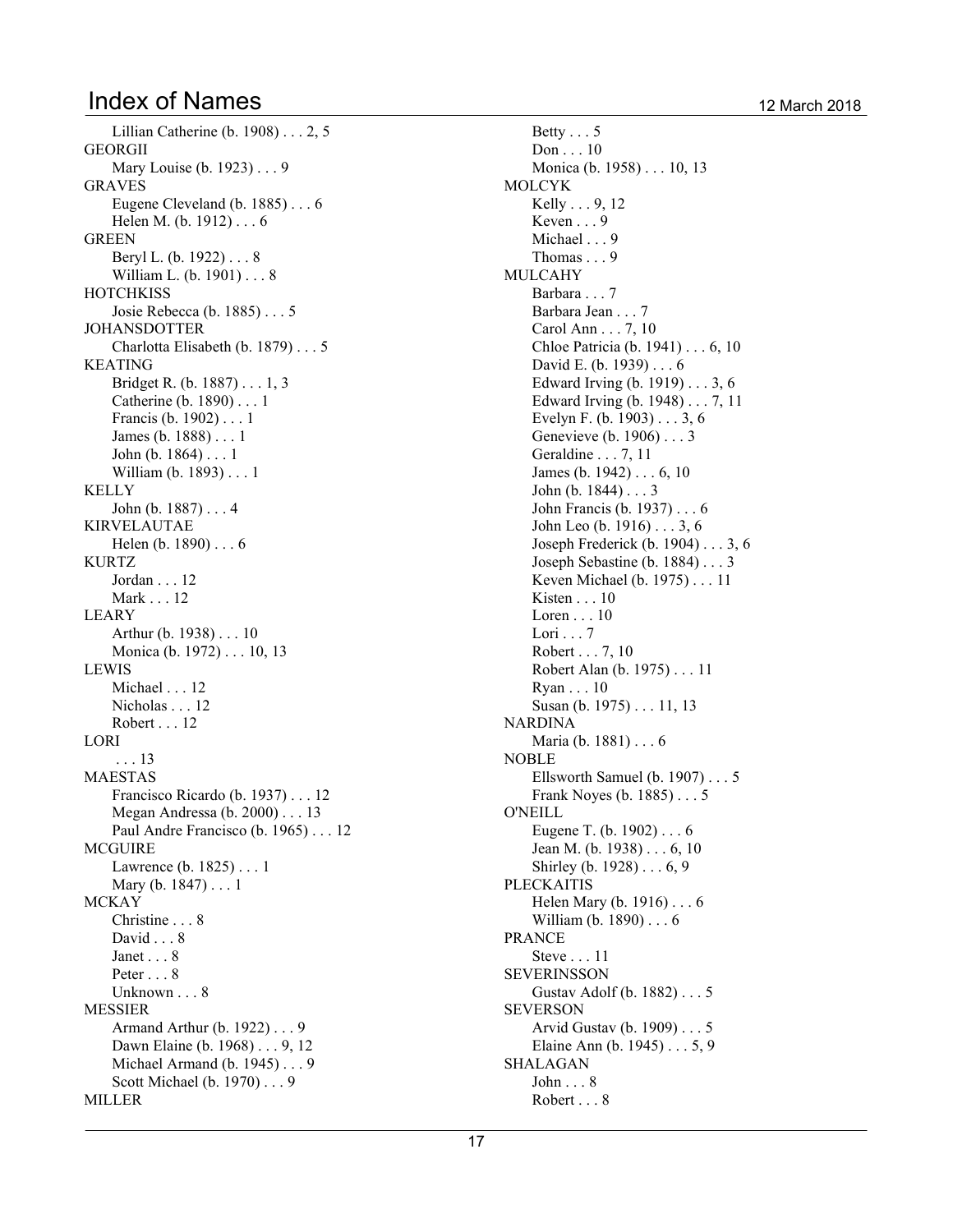# Index of Names

Lillian Catherine (b. 1908) . . . 2, 5
GEORGII
Mary Louise (b. 1923) . . . 9
GRAVES
Eugene Cleveland (b. 1885) . . . 6
Helen M. (b. 1912) . . . 6
GREEN
Beryl L. (b. 1922) . . . 8
William L. (b. 1901) . . . 8
HOTCHKISS
Josie Rebecca (b. 1885) . . . 5
JOHANSDOTTER
Charlotta Elisabeth (b. 1879) . . . 5
KEATING
Bridget R. (b. 1887) . . . 1, 3
Catherine (b. 1890) . . . 1
Francis (b. 1902) . . . 1
James (b. 1888) . . . 1
John (b. 1864) . . . 1
William (b. 1893) . . . 1
KELLY
John (b. 1887) . . . 4
KIRVELAUTAE
Helen (b. 1890) . . . 6
KURTZ
Jordan . . . 12
Mark . . . 12
LEARY
Arthur (b. 1938) . . . 10
Monica (b. 1972) . . . 10, 13
LEWIS
Michael . . . 12
Nicholas . . . 12
Robert . . . 12
LORI
. . . 13
MAESTAS
Francisco Ricardo (b. 1937) . . . 12
Megan Andressa (b. 2000) . . . 13
Paul Andre Francisco (b. 1965) . . . 12
MCGUIRE
Lawrence (b. 1825) . . . 1
Mary (b. 1847) . . . 1
MCKAY
Christine . . . 8
David . . . 8
Janet . . . 8
Peter . . . 8
Unknown . . . 8
MESSIER
Armand Arthur (b. 1922) . . . 9
Dawn Elaine (b. 1968) . . . 9, 12
Michael Armand (b. 1945) . . . 9
Scott Michael (b. 1970) . . . 9
MILLER
Betty . . . 5
Don . . . 10
Monica (b. 1958) . . . 10, 13
MOLCYK
Kelly . . . 9, 12
Keven . . . 9
Michael . . . 9
Thomas . . . 9
MULCAHY
Barbara . . . 7
Barbara Jean . . . 7
Carol Ann . . . 7, 10
Chloe Patricia (b. 1941) . . . 6, 10
David E. (b. 1939) . . . 6
Edward Irving (b. 1919) . . . 3, 6
Edward Irving (b. 1948) . . . 7, 11
Evelyn F. (b. 1903) . . . 3, 6
Genevieve (b. 1906) . . . 3
Geraldine . . . 7, 11
James (b. 1942) . . . 6, 10
John (b. 1844) . . . 3
John Francis (b. 1937) . . . 6
John Leo (b. 1916) . . . 3, 6
Joseph Frederick (b. 1904) . . . 3, 6
Joseph Sebastine (b. 1884) . . . 3
Keven Michael (b. 1975) . . . 11
Kisten . . . 10
Loren . . . 10
Lori . . . 7
Robert . . . 7, 10
Robert Alan (b. 1975) . . . 11
Ryan . . . 10
Susan (b. 1975) . . . 11, 13
NARDINA
Maria (b. 1881) . . . 6
NOBLE
Ellsworth Samuel (b. 1907) . . . 5
Frank Noyes (b. 1885) . . . 5
O'NEILL
Eugene T. (b. 1902) . . . 6
Jean M. (b. 1938) . . . 6, 10
Shirley (b. 1928) . . . 6, 9
PLECKAITIS
Helen Mary (b. 1916) . . . 6
William (b. 1890) . . . 6
PRANCE
Steve . . . 11
SEVERINSSON
Gustav Adolf (b. 1882) . . . 5
SEVERSON
Arvid Gustav (b. 1909) . . . 5
Elaine Ann (b. 1945) . . . 5, 9
SHALAGAN
John . . . 8
Robert . . . 8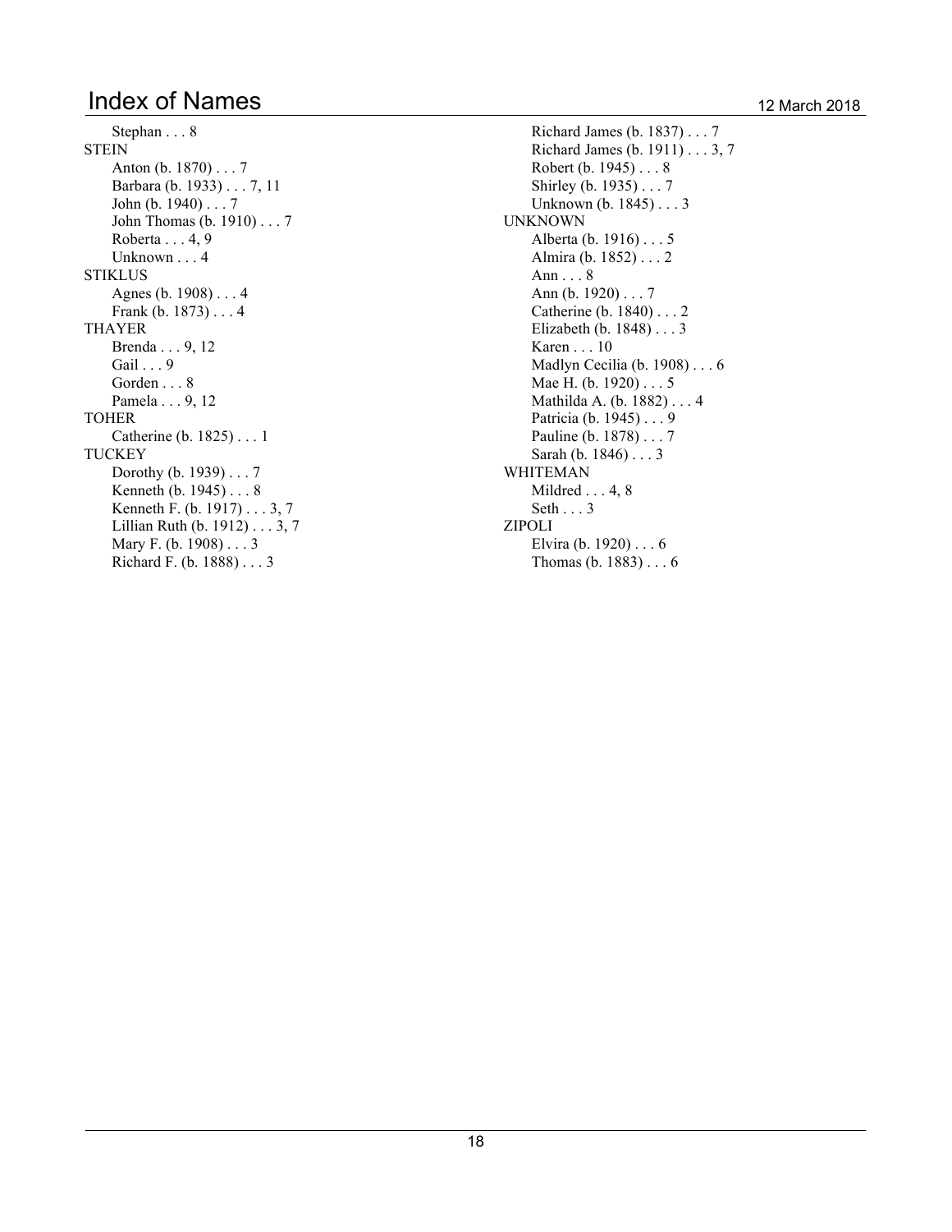# Index of Names

12 March 2018

- Stephan . . . 8

STEIN

- Anton (b. 1870) . . . 7
- Barbara (b. 1933) . . . 7, 11
- John (b. 1940) . . . 7
- John Thomas (b. 1910) . . . 7
- Roberta . . . 4, 9
- Unknown . . . 4

STIKLUS

- Agnes (b. 1908) . . . 4
- Frank (b. 1873) . . . 4

THAYER

- Brenda . . . 9, 12
- Gail . . . 9
- Gorden . . . 8
- Pamela . . . 9, 12

TOHER

- Catherine (b. 1825) . . . 1

TUCKEY

- Dorothy (b. 1939) . . . 7
- Kenneth (b. 1945) . . . 8
- Kenneth F. (b. 1917) . . . 3, 7
- Lillian Ruth (b. 1912) . . . 3, 7
- Mary F. (b. 1908) . . . 3
- Richard F. (b. 1888) . . . 3
- Richard James (b. 1837) . . . 7
- Richard James (b. 1911) . . . 3, 7
- Robert (b. 1945) . . . 8
- Shirley (b. 1935) . . . 7
- Unknown (b. 1845) . . . 3

UNKNOWN

- Alberta (b. 1916) . . . 5
- Almira (b. 1852) . . . 2
- Ann . . . 8
- Ann (b. 1920) . . . 7
- Catherine (b. 1840) . . . 2
- Elizabeth (b. 1848) . . . 3
- Karen . . . 10
- Madlyn Cecilia (b. 1908) . . . 6
- Mae H. (b. 1920) . . . 5
- Mathilda A. (b. 1882) . . . 4
- Patricia (b. 1945) . . . 9
- Pauline (b. 1878) . . . 7
- Sarah (b. 1846) . . . 3

WHITEMAN

- Mildred . . . 4, 8
- Seth . . . 3

ZIPOLI

- Elvira (b. 1920) . . . 6
- Thomas (b. 1883) . . . 6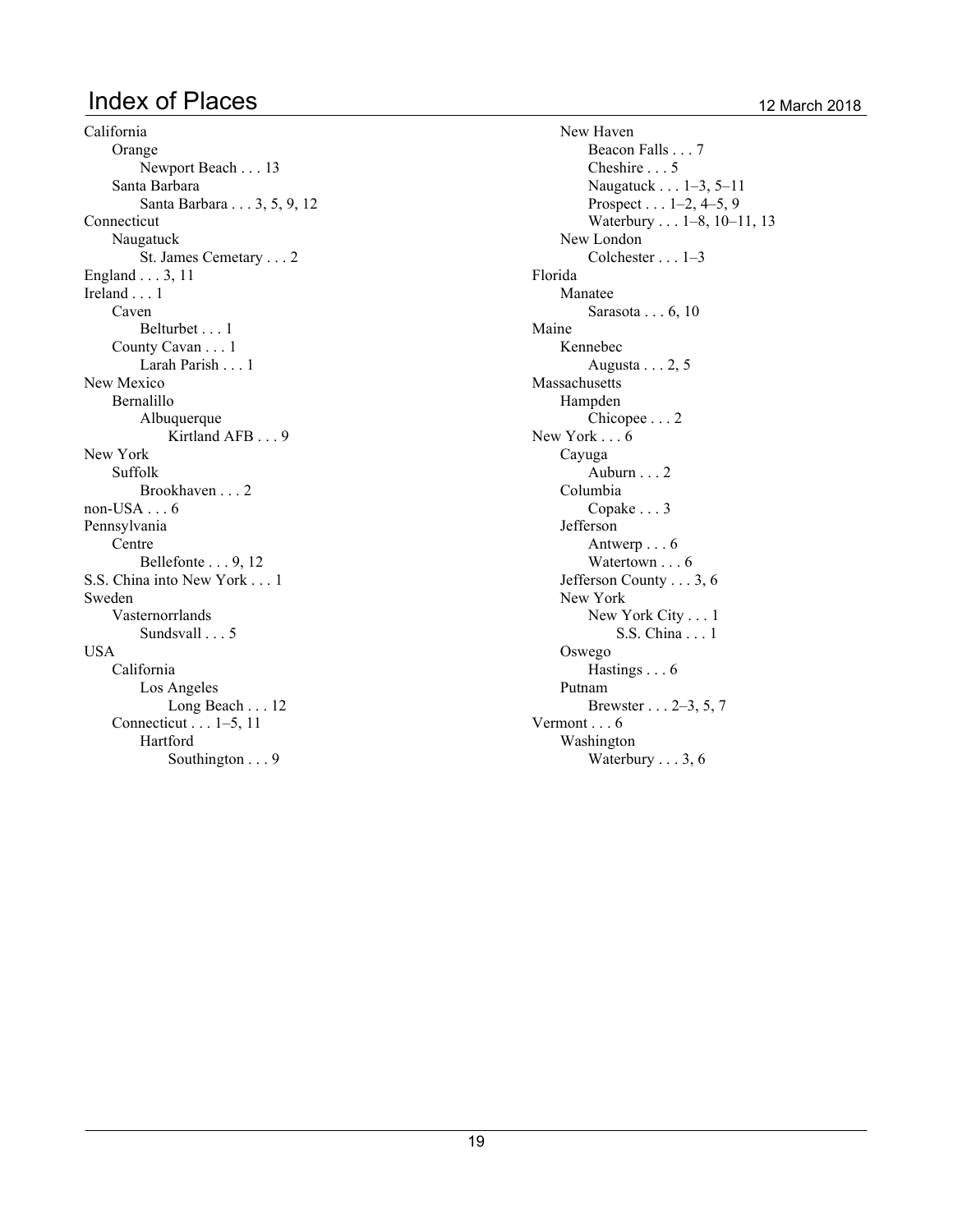# Index of Places

12 March 2018

California
- Orange
  - Newport Beach . . . 13
- Santa Barbara
  - Santa Barbara . . . 3, 5, 9, 12

Connecticut
- Naugatuck
  - St. James Cemetary . . . 2

England . . . 3, 11

Ireland . . . 1
- Caven
  - Belturbet . . . 1
- County Cavan . . . 1
  - Larah Parish . . . 1

New Mexico
- Bernalillo
  - Albuquerque
    - Kirtland AFB . . . 9

New York
- Suffolk
  - Brookhaven . . . 2

non-USA . . . 6

Pennsylvania
- Centre
  - Bellefonte . . . 9, 12

S.S. China into New York . . . 1

Sweden
- Vasternorrlands
  - Sundsvall . . . 5

USA
- California
  - Los Angeles
    - Long Beach . . . 12
- Connecticut . . . 1–5, 11
  - Hartford
    - Southington . . . 9
- New Haven
  - Beacon Falls . . . 7
  - Cheshire . . . 5
  - Naugatuck . . . 1–3, 5–11
  - Prospect . . . 1–2, 4–5, 9
  - Waterbury . . . 1–8, 10–11, 13
- New London
  - Colchester . . . 1–3

Florida
- Manatee
  - Sarasota . . . 6, 10

Maine
- Kennebec
  - Augusta . . . 2, 5

Massachusetts
- Hampden
  - Chicopee . . . 2

New York . . . 6
- Cayuga
  - Auburn . . . 2
- Columbia
  - Copake . . . 3
- Jefferson
  - Antwerp . . . 6
  - Watertown . . . 6
- Jefferson County . . . 3, 6
- New York
  - New York City . . . 1
    - S.S. China . . . 1
- Oswego
  - Hastings . . . 6
- Putnam
  - Brewster . . . 2–3, 5, 7

Vermont . . . 6
- Washington
  - Waterbury . . . 3, 6